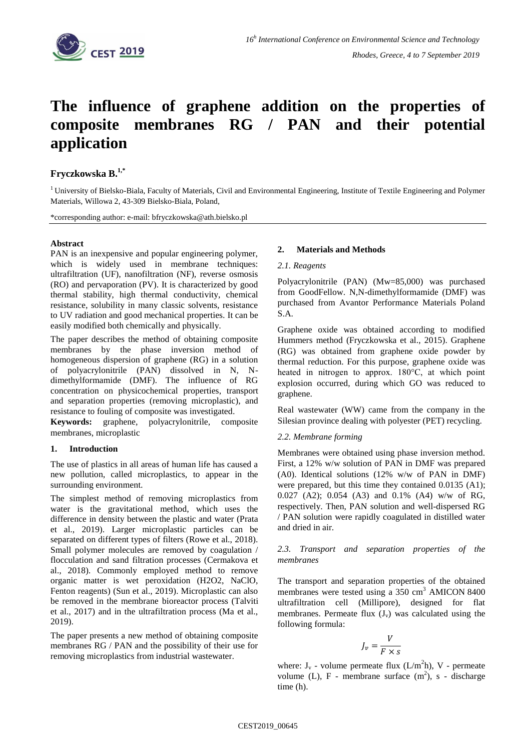# The influence of graphene addition on the properties of composite membranes RG / PAN and their potential application

## Fryczkowska B.[1,*]

[1] University of Bielsko-Biala, Faculty of Materials, Civil and Environmental Engineering, Institute of Textile Engineering and Polymer Materials, Willowa 2, 43-309 Bielsko-Biala, Poland,

*corresponding author: e-mail: bfryczkowska@ath.bielsko.pl

### Abstract

PAN is an inexpensive and popular engineering polymer, which is widely used in membrane techniques: ultrafiltration (UF), nanofiltration (NF), reverse osmosis (RO) and pervaporation (PV). It is characterized by good thermal stability, high thermal conductivity, chemical resistance, solubility in many classic solvents, resistance to UV radiation and good mechanical properties. It can be easily modified both chemically and physically.

The paper describes the method of obtaining composite membranes by the phase inversion method of homogeneous dispersion of graphene (RG) in a solution of polyacrylonitrile (PAN) dissolved in N, N-dimethylformamide (DMF). The influence of RG concentration on physicochemical properties, transport and separation properties (removing microplastic), and resistance to fouling of composite was investigated.

**Keywords:** graphene, polyacrylonitrile, composite membranes, microplastic

### 1. Introduction

The use of plastics in all areas of human life has caused a new pollution, called microplastics, to appear in the surrounding environment.

The simplest method of removing microplastics from water is the gravitational method, which uses the difference in density between the plastic and water (Prata et al., 2019). Larger microplastic particles can be separated on different types of filters (Rowe et al., 2018). Small polymer molecules are removed by coagulation / flocculation and sand filtration processes (Cermakova et al., 2018). Commonly employed method to remove organic matter is wet peroxidation (H2O2, NaClO, Fenton reagents) (Sun et al., 2019). Microplastic can also be removed in the membrane bioreactor process (Talviti et al., 2017) and in the ultrafiltration process (Ma et al., 2019).

The paper presents a new method of obtaining composite membranes RG / PAN and the possibility of their use for removing microplastics from industrial wastewater.

### 2. Materials and Methods

#### *2.1. Reagents*

Polyacrylonitrile (PAN) (Mw=85,000) was purchased from GoodFellow. N,N-dimethylformamide (DMF) was purchased from Avantor Performance Materials Poland S.A.

Graphene oxide was obtained according to modified Hummers method (Fryczkowska et al., 2015). Graphene (RG) was obtained from graphene oxide powder by thermal reduction. For this purpose, graphene oxide was heated in nitrogen to approx. 180°C, at which point explosion occurred, during which GO was reduced to graphene.

Real wastewater (WW) came from the company in the Silesian province dealing with polyester (PET) recycling.

#### *2.2. Membrane forming*

Membranes were obtained using phase inversion method. First, a 12% w/w solution of PAN in DMF was prepared (A0). Identical solutions (12% w/w of PAN in DMF) were prepared, but this time they contained 0.0135 (A1); 0.027 (A2); 0.054 (A3) and 0.1% (A4) w/w of RG, respectively. Then, PAN solution and well-dispersed RG / PAN solution were rapidly coagulated in distilled water and dried in air.

#### *2.3. Transport and separation properties of the membranes*

The transport and separation properties of the obtained membranes were tested using a 350 $cm^3$ AMICON 8400 ultrafiltration cell (Millipore), designed for flat membranes. Permeate flux ($J_v$) was calculated using the following formula:

$$J_v = \frac{V}{F \times s}$$

where: $J_v$ - volume permeate flux ($L/m^2h$), V - permeate volume (L), F - membrane surface ($m^2$), s - discharge time (h).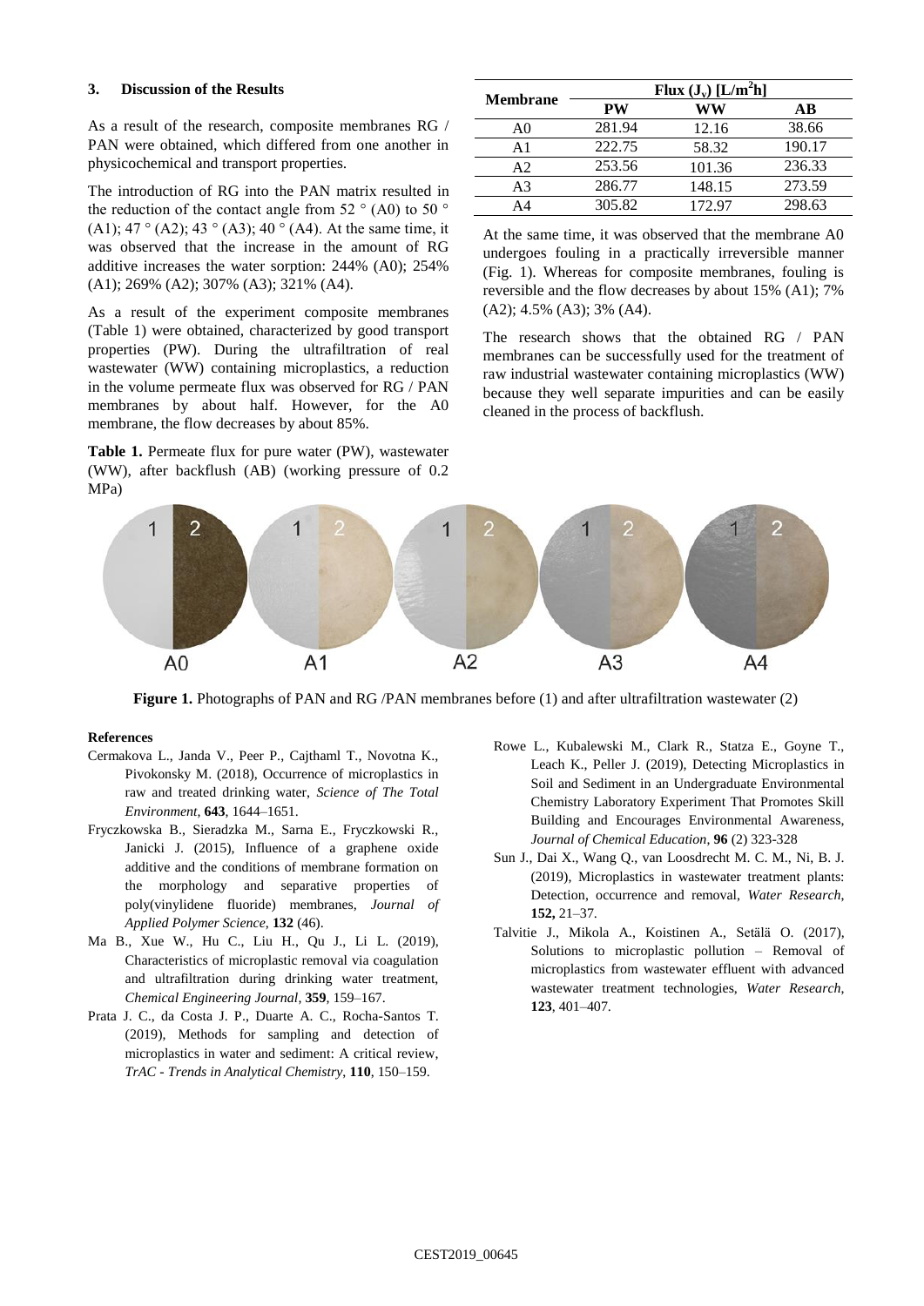## 3. Discussion of the Results

As a result of the research, composite membranes RG / PAN were obtained, which differed from one another in physicochemical and transport properties.

The introduction of RG into the PAN matrix resulted in the reduction of the contact angle from 52 ° (A0) to 50 ° (A1); 47 ° (A2); 43 ° (A3); 40 ° (A4). At the same time, it was observed that the increase in the amount of RG additive increases the water sorption: 244% (A0); 254% (A1); 269% (A2); 307% (A3); 321% (A4).

As a result of the experiment composite membranes (Table 1) were obtained, characterized by good transport properties (PW). During the ultrafiltration of real wastewater (WW) containing microplastics, a reduction in the volume permeate flux was observed for RG / PAN membranes by about half. However, for the A0 membrane, the flow decreases by about 85%.

**Table 1.** Permeate flux for pure water (PW), wastewater (WW), after backflush (AB) (working pressure of 0.2 MPa)

| Membrane | Flux ($J_v$) [$L/m^2h$] | | |
|---|---|---|---|
| | PW | WW | AB |
| A0 | 281.94 | 12.16 | 38.66 |
| A1 | 222.75 | 58.32 | 190.17 |
| A2 | 253.56 | 101.36 | 236.33 |
| A3 | 286.77 | 148.15 | 273.59 |
| A4 | 305.82 | 172.97 | 298.63 |

At the same time, it was observed that the membrane A0 undergoes fouling in a practically irreversible manner (Fig. 1). Whereas for composite membranes, fouling is reversible and the flow decreases by about 15% (A1); 7% (A2); 4.5% (A3); 3% (A4).

The research shows that the obtained RG / PAN membranes can be successfully used for the treatment of raw industrial wastewater containing microplastics (WW) because they well separate impurities and can be easily cleaned in the process of backflush.

1 2 1 2 1 2 1 2 1 2

A0 A1 A2 A3 A4

**Figure 1.** Photographs of PAN and RG /PAN membranes before (1) and after ultrafiltration wastewater (2)

### References

Cermakova L., Janda V., Peer P., Cajthaml T., Novotna K., Pivokonsky M. (2018), Occurrence of microplastics in raw and treated drinking water, *Science of The Total Environment*, **643**, 1644–1651.

Fryczkowska B., Sieradzka M., Sarna E., Fryczkowski R., Janicki J. (2015), Influence of a graphene oxide additive and the conditions of membrane formation on the morphology and separative properties of poly(vinylidene fluoride) membranes, *Journal of Applied Polymer Science*, **132** (46).

Ma B., Xue W., Hu C., Liu H., Qu J., Li L. (2019), Characteristics of microplastic removal via coagulation and ultrafiltration during drinking water treatment, *Chemical Engineering Journal*, **359**, 159–167.

Prata J. C., da Costa J. P., Duarte A. C., Rocha-Santos T. (2019), Methods for sampling and detection of microplastics in water and sediment: A critical review, *TrAC - Trends in Analytical Chemistry*, **110**, 150–159.

Rowe L., Kubalewski M., Clark R., Statza E., Goyne T., Leach K., Peller J. (2019), Detecting Microplastics in Soil and Sediment in an Undergraduate Environmental Chemistry Laboratory Experiment That Promotes Skill Building and Encourages Environmental Awareness, *Journal of Chemical Education*, **96** (2) 323-328

Sun J., Dai X., Wang Q., van Loosdrecht M. C. M., Ni, B. J. (2019), Microplastics in wastewater treatment plants: Detection, occurrence and removal, *Water Research*, **152,** 21–37.

Talvitie J., Mikola A., Koistinen A., Setälä O. (2017), Solutions to microplastic pollution – Removal of microplastics from wastewater effluent with advanced wastewater treatment technologies, *Water Research*, **123**, 401–407.